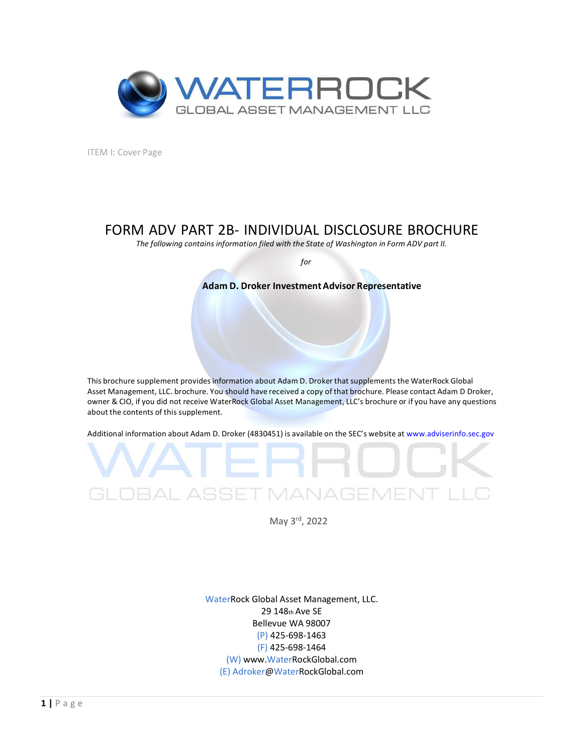ITEM I: Cover Page

# FORM ADV PART 2B- INDIVIDUAL DISCLOSURE BROCHURE

*The following contains information filed with the State of Washington in Form ADV part II.*

*for*

**Adam D. Droker Investment Advisor Representative**

This brochure supplement provides information about Adam D. Droker that supplements the WaterRock Global Asset Management, LLC. brochure. You should have received a copy of that brochure. Please contact Adam D Droker, owner & CIO, if you did not receive WaterRock Global Asset Management, LLC's brochure or if you have any questions about the contents of this supplement.

Additional information about Adam D. Droker (4830451) is available on the SEC's website at www.adviserinfo.sec.gov

May 3rd, 2022

WaterRock Global Asset Management, LLC.
29 148th Ave SE
Bellevue WA 98007
(P) 425-698-1463
(F) 425-698-1464
(W) www.WaterRockGlobal.com
(E) Adroker@WaterRockGlobal.com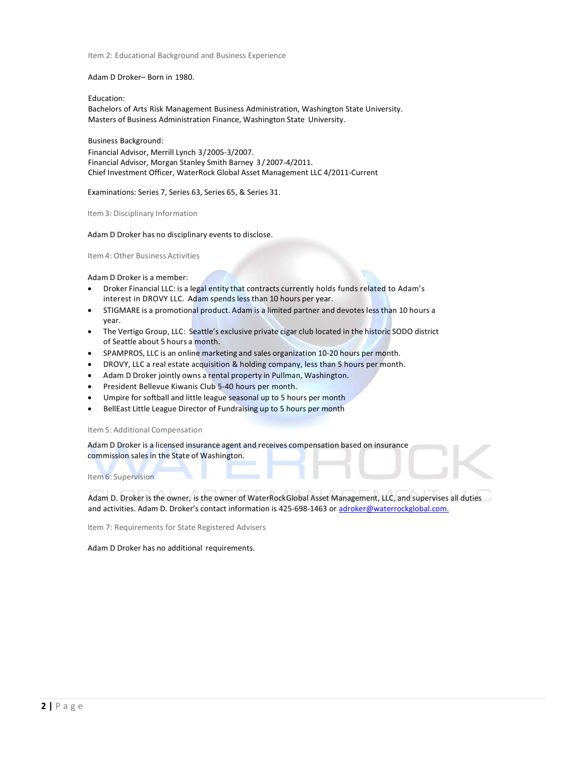## Item 2: Educational Background and Business Experience

Adam D Droker– Born in 1980.

Education:
Bachelors of Arts Risk Management Business Administration, Washington State University.
Masters of Business Administration Finance, Washington State University.

Business Background:
Financial Advisor, Merrill Lynch 3/2005-3/2007.
Financial Advisor, Morgan Stanley Smith Barney 3/2007-4/2011.
Chief Investment Officer, WaterRock Global Asset Management LLC 4/2011-Current

Examinations: Series 7, Series 63, Series 65, & Series 31.

## Item 3: Disciplinary Information

Adam D Droker has no disciplinary events to disclose.

## Item 4: Other Business Activities

Adam D Droker is a member:

- Droker Financial LLC: is a legal entity that contracts currently holds funds related to Adam's interest in DROVY LLC. Adam spends less than 10 hours per year.
- STIGMARE is a promotional product. Adam is a limited partner and devotes less than 10 hours a year.
- The Vertigo Group, LLC: Seattle's exclusive private cigar club located in the historic SODO district of Seattle about 5 hours a month.
- SPAMPROS, LLC is an online marketing and sales organization 10-20 hours per month.
- DROVY, LLC a real estate acquisition & holding company, less than 5 hours per month.
- Adam D Droker jointly owns a rental property in Pullman, Washington.
- President Bellevue Kiwanis Club 5-40 hours per month.
- Umpire for softball and little league seasonal up to 5 hours per month
- BellEast Little League Director of Fundraising up to 5 hours per month

## Item 5: Additional Compensation

Adam D Droker is a licensed insurance agent and receives compensation based on insurance commission sales in the State of Washington.

## Item 6: Supervision

Adam D. Droker is the owner, is the owner of WaterRockGlobal Asset Management, LLC, and supervises all duties and activities. Adam D. Droker's contact information is 425-698-1463 or adroker@waterrockglobal.com.

## Item 7: Requirements for State Registered Advisers

Adam D Droker has no additional requirements.